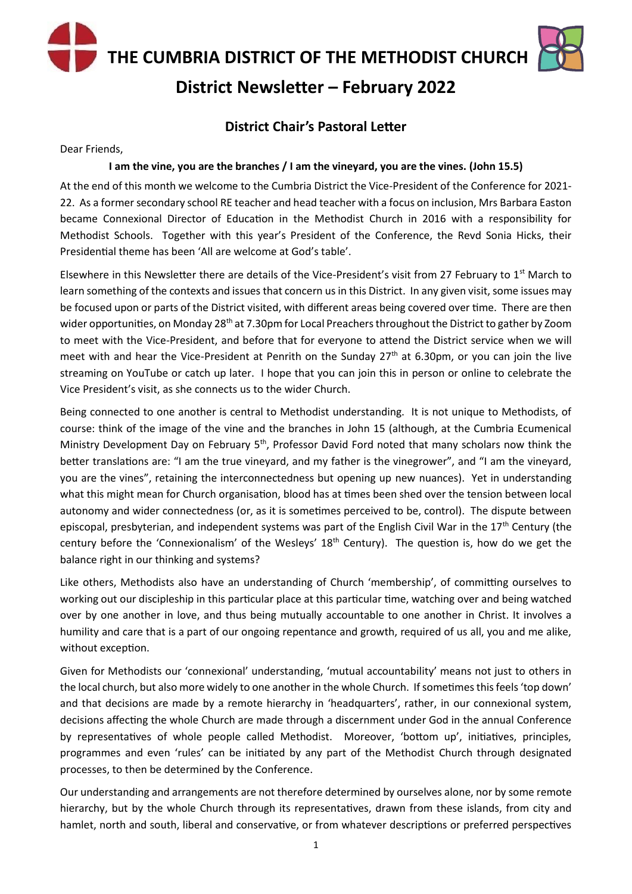# THE CUMBRIA DISTRICT OF THE METHODIST CHURCH

## District Newsletter – February 2022

### District Chair's Pastoral Letter

Dear Friends,

**I am the vine, you are the branches / I am the vineyard, you are the vines. (John 15.5)**

At the end of this month we welcome to the Cumbria District the Vice-President of the Conference for 2021-22. As a former secondary school RE teacher and head teacher with a focus on inclusion, Mrs Barbara Easton became Connexional Director of Education in the Methodist Church in 2016 with a responsibility for Methodist Schools. Together with this year's President of the Conference, the Revd Sonia Hicks, their Presidential theme has been 'All are welcome at God's table'.

Elsewhere in this Newsletter there are details of the Vice-President's visit from 27 February to 1st March to learn something of the contexts and issues that concern us in this District. In any given visit, some issues may be focused upon or parts of the District visited, with different areas being covered over time. There are then wider opportunities, on Monday 28th at 7.30pm for Local Preachers throughout the District to gather by Zoom to meet with the Vice-President, and before that for everyone to attend the District service when we will meet with and hear the Vice-President at Penrith on the Sunday 27th at 6.30pm, or you can join the live streaming on YouTube or catch up later. I hope that you can join this in person or online to celebrate the Vice President's visit, as she connects us to the wider Church.

Being connected to one another is central to Methodist understanding. It is not unique to Methodists, of course: think of the image of the vine and the branches in John 15 (although, at the Cumbria Ecumenical Ministry Development Day on February 5th, Professor David Ford noted that many scholars now think the better translations are: "I am the true vineyard, and my father is the vinegrower", and "I am the vineyard, you are the vines", retaining the interconnectedness but opening up new nuances). Yet in understanding what this might mean for Church organisation, blood has at times been shed over the tension between local autonomy and wider connectedness (or, as it is sometimes perceived to be, control). The dispute between episcopal, presbyterian, and independent systems was part of the English Civil War in the 17th Century (the century before the 'Connexionalism' of the Wesleys' 18th Century). The question is, how do we get the balance right in our thinking and systems?

Like others, Methodists also have an understanding of Church 'membership', of committing ourselves to working out our discipleship in this particular place at this particular time, watching over and being watched over by one another in love, and thus being mutually accountable to one another in Christ. It involves a humility and care that is a part of our ongoing repentance and growth, required of us all, you and me alike, without exception.

Given for Methodists our 'connexional' understanding, 'mutual accountability' means not just to others in the local church, but also more widely to one another in the whole Church. If sometimes this feels 'top down' and that decisions are made by a remote hierarchy in 'headquarters', rather, in our connexional system, decisions affecting the whole Church are made through a discernment under God in the annual Conference by representatives of whole people called Methodist. Moreover, 'bottom up', initiatives, principles, programmes and even 'rules' can be initiated by any part of the Methodist Church through designated processes, to then be determined by the Conference.

Our understanding and arrangements are not therefore determined by ourselves alone, nor by some remote hierarchy, but by the whole Church through its representatives, drawn from these islands, from city and hamlet, north and south, liberal and conservative, or from whatever descriptions or preferred perspectives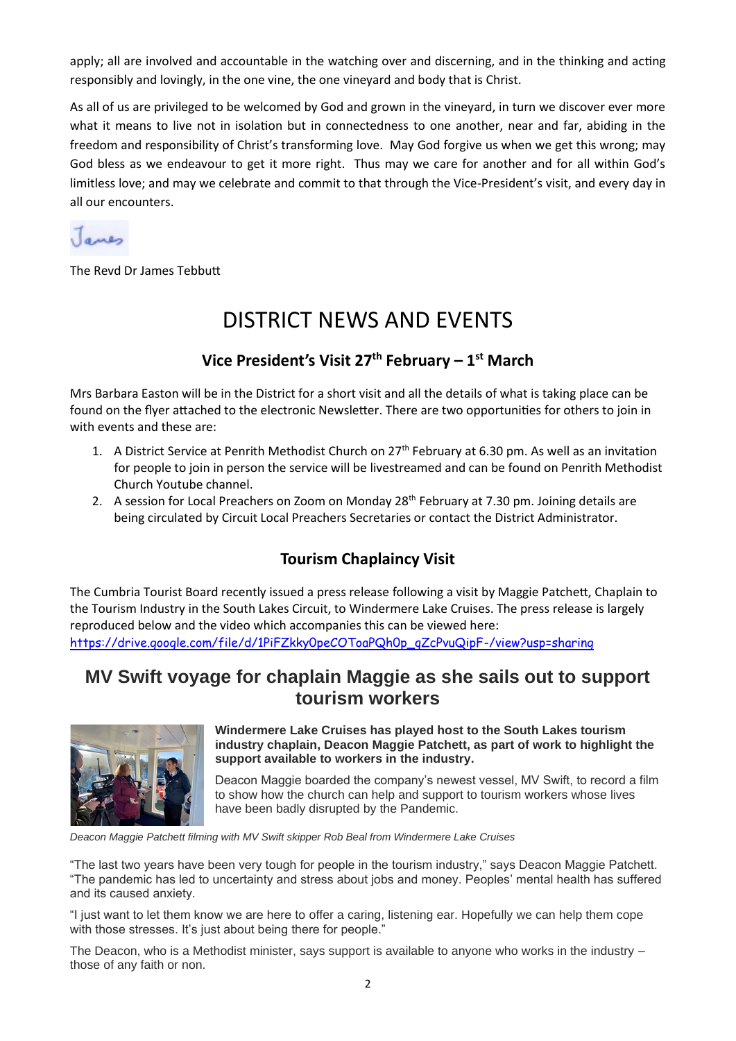apply; all are involved and accountable in the watching over and discerning, and in the thinking and acting responsibly and lovingly, in the one vine, the one vineyard and body that is Christ.

As all of us are privileged to be welcomed by God and grown in the vineyard, in turn we discover ever more what it means to live not in isolation but in connectedness to one another, near and far, abiding in the freedom and responsibility of Christ's transforming love. May God forgive us when we get this wrong; may God bless as we endeavour to get it more right. Thus may we care for another and for all within God's limitless love; and may we celebrate and commit to that through the Vice-President's visit, and every day in all our encounters.

James

The Revd Dr James Tebbutt

# DISTRICT NEWS AND EVENTS

## Vice President's Visit 27th February – 1st March

Mrs Barbara Easton will be in the District for a short visit and all the details of what is taking place can be found on the flyer attached to the electronic Newsletter. There are two opportunities for others to join in with events and these are:

1. A District Service at Penrith Methodist Church on 27th February at 6.30 pm. As well as an invitation for people to join in person the service will be livestreamed and can be found on Penrith Methodist Church Youtube channel.
2. A session for Local Preachers on Zoom on Monday 28th February at 7.30 pm. Joining details are being circulated by Circuit Local Preachers Secretaries or contact the District Administrator.

## Tourism Chaplaincy Visit

The Cumbria Tourist Board recently issued a press release following a visit by Maggie Patchett, Chaplain to the Tourism Industry in the South Lakes Circuit, to Windermere Lake Cruises. The press release is largely reproduced below and the video which accompanies this can be viewed here: https://drive.google.com/file/d/1PiFZkky0peCOToaPQh0p_gZcPvuQipF-/view?usp=sharing

## MV Swift voyage for chaplain Maggie as she sails out to support tourism workers

**Windermere Lake Cruises has played host to the South Lakes tourism industry chaplain, Deacon Maggie Patchett, as part of work to highlight the support available to workers in the industry.**

Deacon Maggie boarded the company's newest vessel, MV Swift, to record a film to show how the church can help and support to tourism workers whose lives have been badly disrupted by the Pandemic.

*Deacon Maggie Patchett filming with MV Swift skipper Rob Beal from Windermere Lake Cruises*

"The last two years have been very tough for people in the tourism industry," says Deacon Maggie Patchett. "The pandemic has led to uncertainty and stress about jobs and money. Peoples' mental health has suffered and its caused anxiety.

"I just want to let them know we are here to offer a caring, listening ear. Hopefully we can help them cope with those stresses. It's just about being there for people."

The Deacon, who is a Methodist minister, says support is available to anyone who works in the industry – those of any faith or non.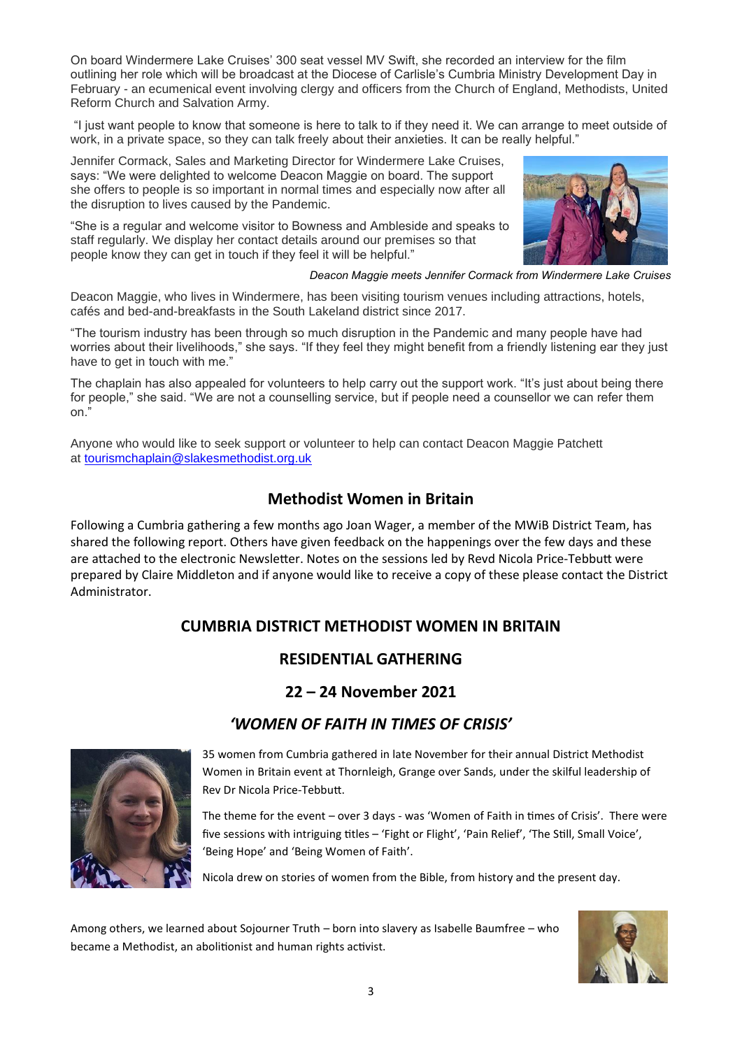On board Windermere Lake Cruises' 300 seat vessel MV Swift, she recorded an interview for the film outlining her role which will be broadcast at the Diocese of Carlisle's Cumbria Ministry Development Day in February - an ecumenical event involving clergy and officers from the Church of England, Methodists, United Reform Church and Salvation Army.

"I just want people to know that someone is here to talk to if they need it. We can arrange to meet outside of work, in a private space, so they can talk freely about their anxieties. It can be really helpful."

Jennifer Cormack, Sales and Marketing Director for Windermere Lake Cruises, says: "We were delighted to welcome Deacon Maggie on board. The support she offers to people is so important in normal times and especially now after all the disruption to lives caused by the Pandemic.

"She is a regular and welcome visitor to Bowness and Ambleside and speaks to staff regularly. We display her contact details around our premises so that people know they can get in touch if they feel it will be helpful."

*Deacon Maggie meets Jennifer Cormack from Windermere Lake Cruises*

Deacon Maggie, who lives in Windermere, has been visiting tourism venues including attractions, hotels, cafés and bed-and-breakfasts in the South Lakeland district since 2017.

"The tourism industry has been through so much disruption in the Pandemic and many people have had worries about their livelihoods," she says. "If they feel they might benefit from a friendly listening ear they just have to get in touch with me."

The chaplain has also appealed for volunteers to help carry out the support work. "It's just about being there for people," she said. "We are not a counselling service, but if people need a counsellor we can refer them on."

Anyone who would like to seek support or volunteer to help can contact Deacon Maggie Patchett at tourismchaplain@slakesmethodist.org.uk

## Methodist Women in Britain

Following a Cumbria gathering a few months ago Joan Wager, a member of the MWiB District Team, has shared the following report. Others have given feedback on the happenings over the few days and these are attached to the electronic Newsletter. Notes on the sessions led by Revd Nicola Price-Tebbutt were prepared by Claire Middleton and if anyone would like to receive a copy of these please contact the District Administrator.

## CUMBRIA DISTRICT METHODIST WOMEN IN BRITAIN

## RESIDENTIAL GATHERING

## 22 – 24 November 2021

## *'WOMEN OF FAITH IN TIMES OF CRISIS'*

35 women from Cumbria gathered in late November for their annual District Methodist Women in Britain event at Thornleigh, Grange over Sands, under the skilful leadership of Rev Dr Nicola Price-Tebbutt.

The theme for the event – over 3 days - was 'Women of Faith in times of Crisis'. There were five sessions with intriguing titles – 'Fight or Flight', 'Pain Relief', 'The Still, Small Voice', 'Being Hope' and 'Being Women of Faith'.

Nicola drew on stories of women from the Bible, from history and the present day.

Among others, we learned about Sojourner Truth – born into slavery as Isabelle Baumfree – who became a Methodist, an abolitionist and human rights activist.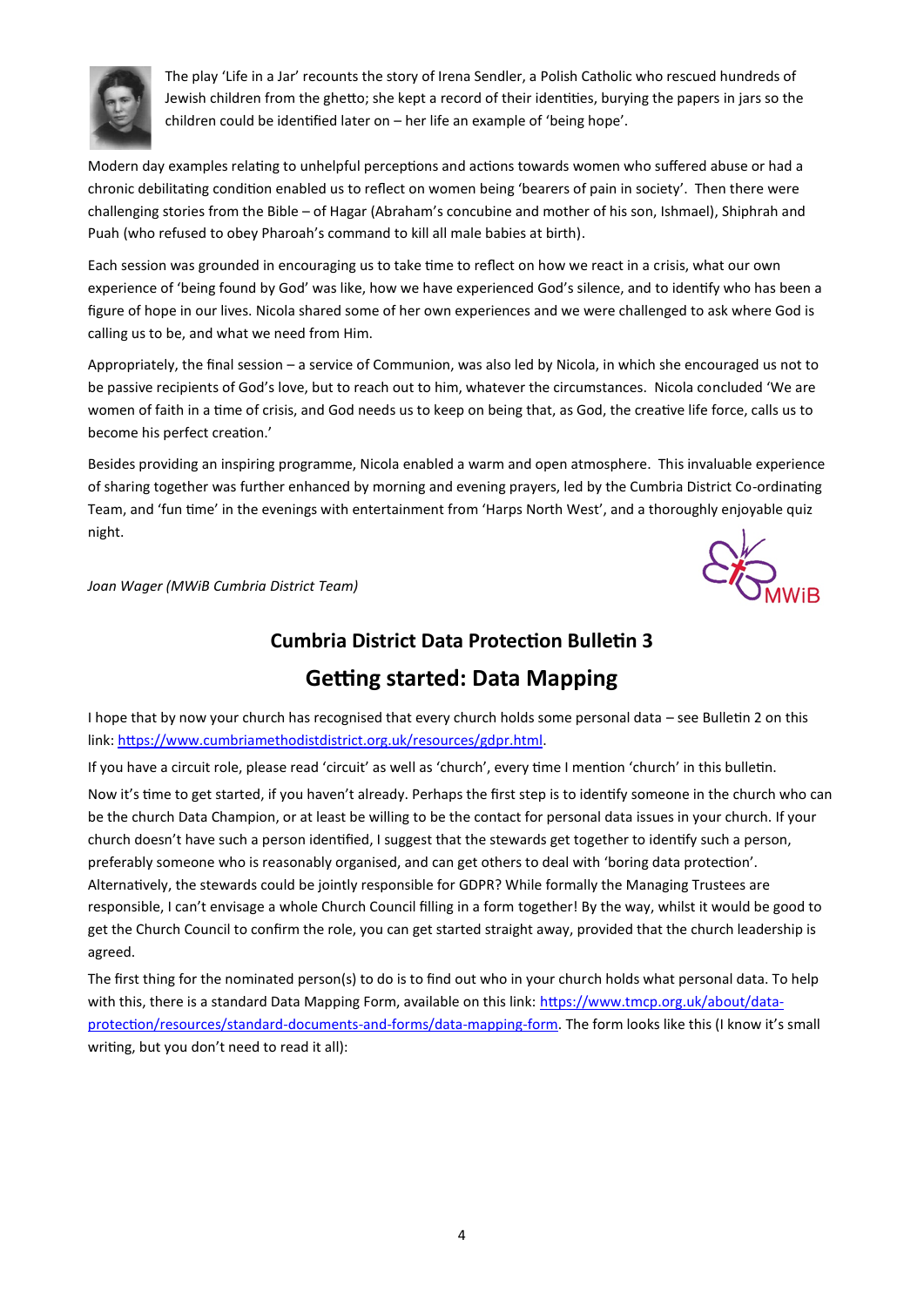The play 'Life in a Jar' recounts the story of Irena Sendler, a Polish Catholic who rescued hundreds of Jewish children from the ghetto; she kept a record of their identities, burying the papers in jars so the children could be identified later on – her life an example of 'being hope'.

Modern day examples relating to unhelpful perceptions and actions towards women who suffered abuse or had a chronic debilitating condition enabled us to reflect on women being 'bearers of pain in society'. Then there were challenging stories from the Bible – of Hagar (Abraham's concubine and mother of his son, Ishmael), Shiphrah and Puah (who refused to obey Pharoah's command to kill all male babies at birth).

Each session was grounded in encouraging us to take time to reflect on how we react in a crisis, what our own experience of 'being found by God' was like, how we have experienced God's silence, and to identify who has been a figure of hope in our lives. Nicola shared some of her own experiences and we were challenged to ask where God is calling us to be, and what we need from Him.

Appropriately, the final session – a service of Communion, was also led by Nicola, in which she encouraged us not to be passive recipients of God's love, but to reach out to him, whatever the circumstances. Nicola concluded 'We are women of faith in a time of crisis, and God needs us to keep on being that, as God, the creative life force, calls us to become his perfect creation.'

Besides providing an inspiring programme, Nicola enabled a warm and open atmosphere. This invaluable experience of sharing together was further enhanced by morning and evening prayers, led by the Cumbria District Co-ordinating Team, and 'fun time' in the evenings with entertainment from 'Harps North West', and a thoroughly enjoyable quiz night.

*Joan Wager (MWiB Cumbria District Team)*

MWiB

## Cumbria District Data Protection Bulletin 3

## Getting started: Data Mapping

I hope that by now your church has recognised that every church holds some personal data – see Bulletin 2 on this link: https://www.cumbriamethodistdistrict.org.uk/resources/gdpr.html.

If you have a circuit role, please read 'circuit' as well as 'church', every time I mention 'church' in this bulletin.

Now it's time to get started, if you haven't already. Perhaps the first step is to identify someone in the church who can be the church Data Champion, or at least be willing to be the contact for personal data issues in your church. If your church doesn't have such a person identified, I suggest that the stewards get together to identify such a person, preferably someone who is reasonably organised, and can get others to deal with 'boring data protection'. Alternatively, the stewards could be jointly responsible for GDPR? While formally the Managing Trustees are responsible, I can't envisage a whole Church Council filling in a form together! By the way, whilst it would be good to get the Church Council to confirm the role, you can get started straight away, provided that the church leadership is agreed.

The first thing for the nominated person(s) to do is to find out who in your church holds what personal data. To help with this, there is a standard Data Mapping Form, available on this link: https://www.tmcp.org.uk/about/data-protection/resources/standard-documents-and-forms/data-mapping-form. The form looks like this (I know it's small writing, but you don't need to read it all):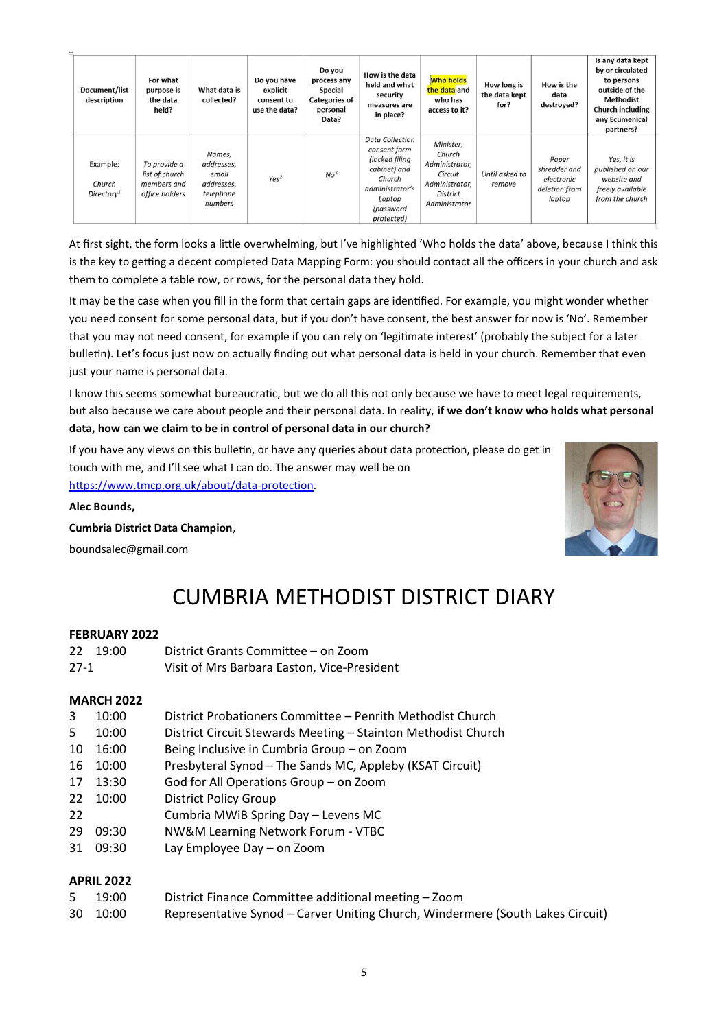| Document/list description | For what purpose is the data held? | What data is collected? | Do you have explicit consent to use the data? | Do you process any Special Categories of personal Data? | How is the data held and what security measures are in place? | Who holds the data and who has access to it? | How long is the data kept for? | How is the data destroyed? | Is any data kept by or circulated to persons outside of the Methodist Church including any Ecumenical partners? |
|---|---|---|---|---|---|---|---|---|---|
| Example: Church Directory[1] | *To provide a list of church members and office holders* | *Names, addresses, email addresses, telephone numbers* | *Yes*[2] | *No*[3] | *Data Collection consent form (locked filing cabinet) and Church administrator's Laptop (password protected)* | *Minister, Church Administrator, Circuit Administrator, District Administrator* | *Until asked to remove* | *Paper shredder and electronic deletion from laptop* | *Yes, it is published on our website and freely available from the church* |

At first sight, the form looks a little overwhelming, but I've highlighted 'Who holds the data' above, because I think this is the key to getting a decent completed Data Mapping Form: you should contact all the officers in your church and ask them to complete a table row, or rows, for the personal data they hold.

It may be the case when you fill in the form that certain gaps are identified. For example, you might wonder whether you need consent for some personal data, but if you don't have consent, the best answer for now is 'No'. Remember that you may not need consent, for example if you can rely on 'legitimate interest' (probably the subject for a later bulletin). Let's focus just now on actually finding out what personal data is held in your church. Remember that even just your name is personal data.

I know this seems somewhat bureaucratic, but we do all this not only because we have to meet legal requirements, but also because we care about people and their personal data. In reality, **if we don't know who holds what personal data, how can we claim to be in control of personal data in our church?**

If you have any views on this bulletin, or have any queries about data protection, please do get in touch with me, and I'll see what I can do. The answer may well be on https://www.tmcp.org.uk/about/data-protection.

**Alec Bounds,**

**Cumbria District Data Champion**,

boundsalec@gmail.com

# CUMBRIA METHODIST DISTRICT DIARY

**FEBRUARY 2022**

| | | |
|---|---|---|
| 22 | 19:00 | District Grants Committee – on Zoom |
| 27-1 | | Visit of Mrs Barbara Easton, Vice-President |

**MARCH 2022**

| | | |
|---|---|---|
| 3 | 10:00 | District Probationers Committee – Penrith Methodist Church |
| 5 | 10:00 | District Circuit Stewards Meeting – Stainton Methodist Church |
| 10 | 16:00 | Being Inclusive in Cumbria Group – on Zoom |
| 16 | 10:00 | Presbyteral Synod – The Sands MC, Appleby (KSAT Circuit) |
| 17 | 13:30 | God for All Operations Group – on Zoom |
| 22 | 10:00 | District Policy Group |
| 22 | | Cumbria MWiB Spring Day – Levens MC |
| 29 | 09:30 | NW&M Learning Network Forum - VTBC |
| 31 | 09:30 | Lay Employee Day – on Zoom |

**APRIL 2022**

| | | |
|---|---|---|
| 5 | 19:00 | District Finance Committee additional meeting – Zoom |
| 30 | 10:00 | Representative Synod – Carver Uniting Church, Windermere (South Lakes Circuit) |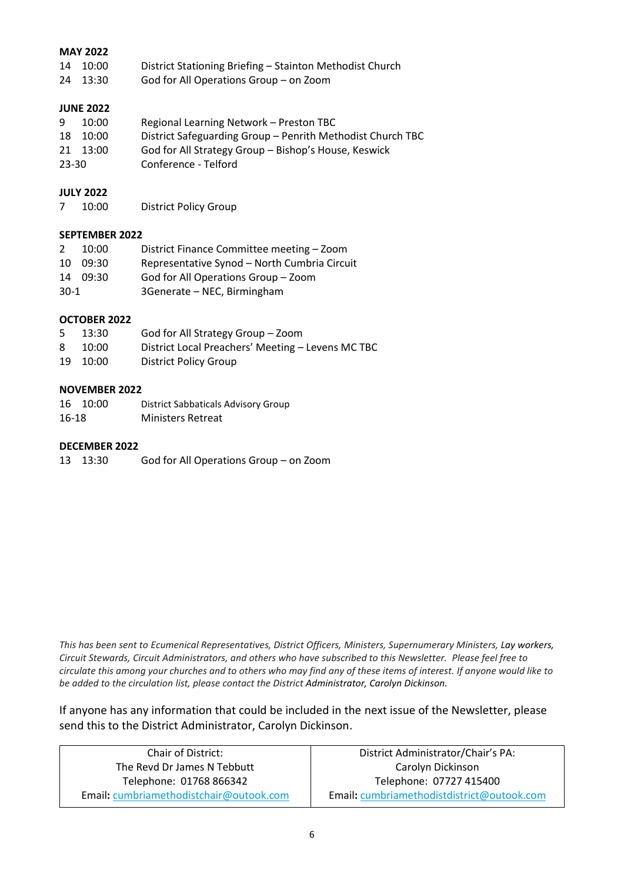**MAY 2022**

| | | |
|---|---|---|
| 14 | 10:00 | District Stationing Briefing – Stainton Methodist Church |
| 24 | 13:30 | God for All Operations Group – on Zoom |

**JUNE 2022**

| | | |
|---|---|---|
| 9 | 10:00 | Regional Learning Network – Preston TBC |
| 18 | 10:00 | District Safeguarding Group – Penrith Methodist Church TBC |
| 21 | 13:00 | God for All Strategy Group – Bishop's House, Keswick |
| 23-30 | | Conference - Telford |

**JULY 2022**

| | | |
|---|---|---|
| 7 | 10:00 | District Policy Group |

**SEPTEMBER 2022**

| | | |
|---|---|---|
| 2 | 10:00 | District Finance Committee meeting – Zoom |
| 10 | 09:30 | Representative Synod – North Cumbria Circuit |
| 14 | 09:30 | God for All Operations Group – Zoom |
| 30-1 | | 3Generate – NEC, Birmingham |

**OCTOBER 2022**

| | | |
|---|---|---|
| 5 | 13:30 | God for All Strategy Group – Zoom |
| 8 | 10:00 | District Local Preachers' Meeting – Levens MC TBC |
| 19 | 10:00 | District Policy Group |

**NOVEMBER 2022**

| | | |
|---|---|---|
| 16 | 10:00 | District Sabbaticals Advisory Group |
| 16-18 | | Ministers Retreat |

**DECEMBER 2022**

| | | |
|---|---|---|
| 13 | 13:30 | God for All Operations Group – on Zoom |

*This has been sent to Ecumenical Representatives, District Officers, Ministers, Supernumerary Ministers, Lay workers, Circuit Stewards, Circuit Administrators, and others who have subscribed to this Newsletter. Please feel free to circulate this among your churches and to others who may find any of these items of interest. If anyone would like to be added to the circulation list, please contact the District Administrator, Carolyn Dickinson.*

If anyone has any information that could be included in the next issue of the Newsletter, please send this to the District Administrator, Carolyn Dickinson.

| | |
|---|---|
| Chair of District:<br>The Revd Dr James N Tebbutt<br>Telephone: 01768 866342<br>**Email:** cumbriamethodistchair@outook.com | District Administrator/Chair's PA:<br>Carolyn Dickinson<br>Telephone: 07727 415400<br>**Email:** cumbriamethodistdistrict@outook.com |